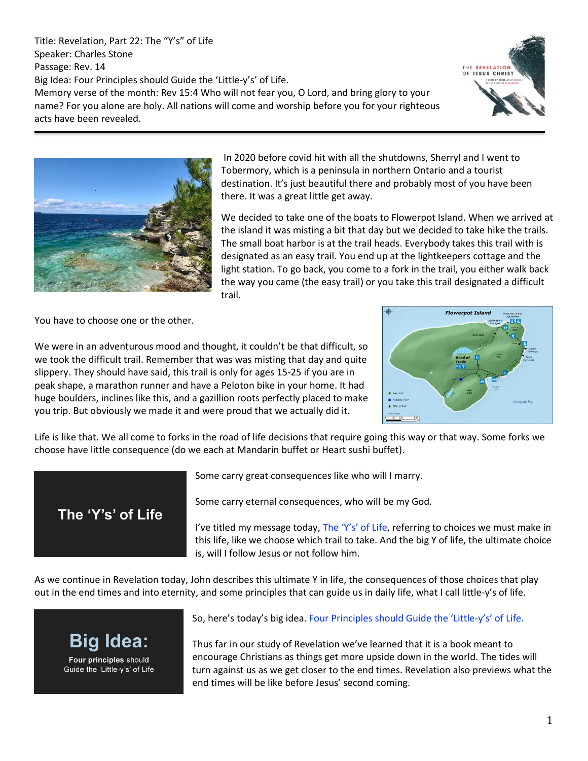Title: Revelation, Part 22: The "Y's" of Life
Speaker: Charles Stone
Passage: Rev. 14
Big Idea: Four Principles should Guide the 'Little-y's' of Life.
Memory verse of the month: Rev 15:4 Who will not fear you, O Lord, and bring glory to your name? For you alone are holy. All nations will come and worship before you for your righteous acts have been revealed.

In 2020 before covid hit with all the shutdowns, Sherryl and I went to Tobermory, which is a peninsula in northern Ontario and a tourist destination. It's just beautiful there and probably most of you have been there. It was a great little get away.

We decided to take one of the boats to Flowerpot Island. When we arrived at the island it was misting a bit that day but we decided to take hike the trails. The small boat harbor is at the trail heads. Everybody takes this trail with is designated as an easy trail. You end up at the lightkeepers cottage and the light station. To go back, you come to a fork in the trail, you either walk back the way you came (the easy trail) or you take this trail designated a difficult trail.

You have to choose one or the other.

We were in an adventurous mood and thought, it couldn't be that difficult, so we took the difficult trail. Remember that was was misting that day and quite slippery. They should have said, this trail is only for ages 15-25 if you are in peak shape, a marathon runner and have a Peloton bike in your home. It had huge boulders, inclines like this, and a gazillion roots perfectly placed to make you trip. But obviously we made it and were proud that we actually did it.

Life is like that. We all come to forks in the road of life decisions that require going this way or that way. Some forks we choose have little consequence (do we each at Mandarin buffet or Heart sushi buffet).

Some carry great consequences like who will I marry.

Some carry eternal consequences, who will be my God.

I've titled my message today, The 'Y's' of Life, referring to choices we must make in this life, like we choose which trail to take. And the big Y of life, the ultimate choice is, will I follow Jesus or not follow him.

As we continue in Revelation today, John describes this ultimate Y in life, the consequences of those choices that play out in the end times and into eternity, and some principles that can guide us in daily life, what I call little-y's of life.

So, here's today's big idea. Four Principles should Guide the 'Little-y's' of Life.

Thus far in our study of Revelation we've learned that it is a book meant to encourage Christians as things get more upside down in the world. The tides will turn against us as we get closer to the end times. Revelation also previews what the end times will be like before Jesus' second coming.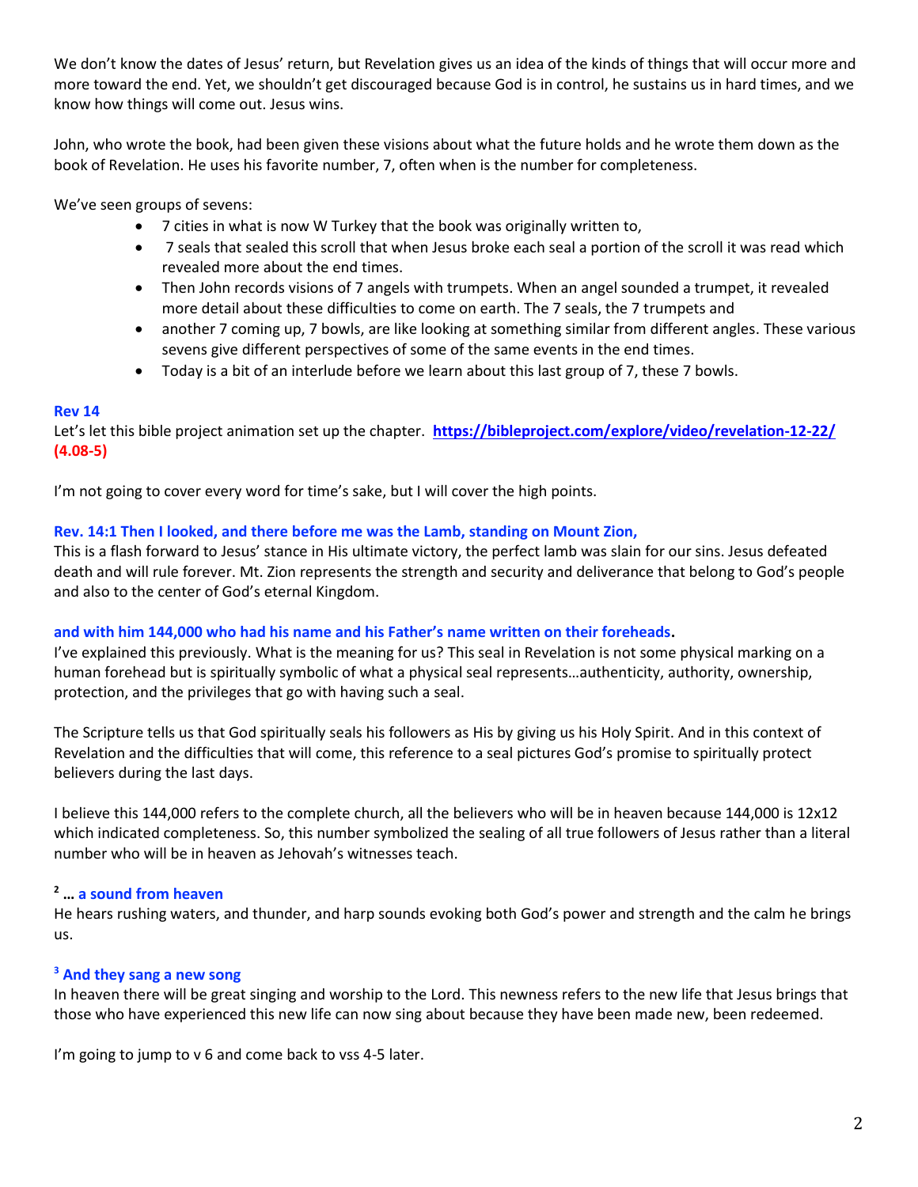We don't know the dates of Jesus' return, but Revelation gives us an idea of the kinds of things that will occur more and more toward the end. Yet, we shouldn't get discouraged because God is in control, he sustains us in hard times, and we know how things will come out. Jesus wins.

John, who wrote the book, had been given these visions about what the future holds and he wrote them down as the book of Revelation. He uses his favorite number, 7, often when is the number for completeness.

We've seen groups of sevens:

- 7 cities in what is now W Turkey that the book was originally written to,
- 7 seals that sealed this scroll that when Jesus broke each seal a portion of the scroll it was read which revealed more about the end times.
- Then John records visions of 7 angels with trumpets. When an angel sounded a trumpet, it revealed more detail about these difficulties to come on earth. The 7 seals, the 7 trumpets and
- another 7 coming up, 7 bowls, are like looking at something similar from different angles. These various sevens give different perspectives of some of the same events in the end times.
- Today is a bit of an interlude before we learn about this last group of 7, these 7 bowls.

**Rev 14**

Let's let this bible project animation set up the chapter. **https://bibleproject.com/explore/video/revelation-12-22/** **(4.08-5)**

I'm not going to cover every word for time's sake, but I will cover the high points.

**Rev. 14:1 Then I looked, and there before me was the Lamb, standing on Mount Zion,**

This is a flash forward to Jesus' stance in His ultimate victory, the perfect lamb was slain for our sins. Jesus defeated death and will rule forever. Mt. Zion represents the strength and security and deliverance that belong to God's people and also to the center of God's eternal Kingdom.

**and with him 144,000 who had his name and his Father's name written on their foreheads.**

I've explained this previously. What is the meaning for us? This seal in Revelation is not some physical marking on a human forehead but is spiritually symbolic of what a physical seal represents…authenticity, authority, ownership, protection, and the privileges that go with having such a seal.

The Scripture tells us that God spiritually seals his followers as His by giving us his Holy Spirit. And in this context of Revelation and the difficulties that will come, this reference to a seal pictures God's promise to spiritually protect believers during the last days.

I believe this 144,000 refers to the complete church, all the believers who will be in heaven because 144,000 is 12x12 which indicated completeness. So, this number symbolized the sealing of all true followers of Jesus rather than a literal number who will be in heaven as Jehovah's witnesses teach.

**2 … a sound from heaven**

He hears rushing waters, and thunder, and harp sounds evoking both God's power and strength and the calm he brings us.

**3 And they sang a new song**

In heaven there will be great singing and worship to the Lord. This newness refers to the new life that Jesus brings that those who have experienced this new life can now sing about because they have been made new, been redeemed.

I'm going to jump to v 6 and come back to vss 4-5 later.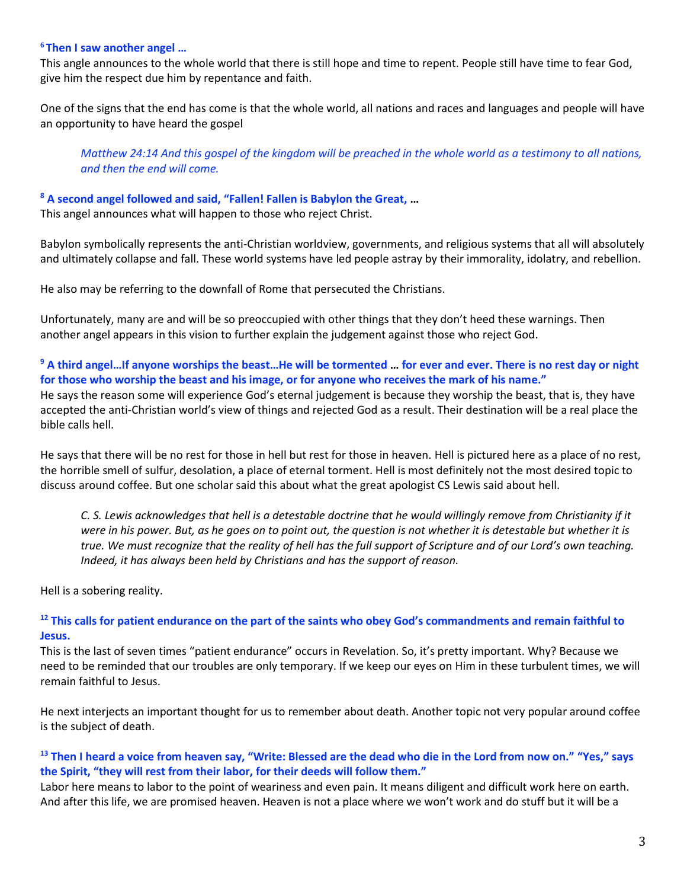**[6] Then I saw another angel …**

This angle announces to the whole world that there is still hope and time to repent. People still have time to fear God, give him the respect due him by repentance and faith.

One of the signs that the end has come is that the whole world, all nations and races and languages and people will have an opportunity to have heard the gospel

> *Matthew 24:14 And this gospel of the kingdom will be preached in the whole world as a testimony to all nations, and then the end will come.*

**[8] A second angel followed and said, "Fallen! Fallen is Babylon the Great, …**

This angel announces what will happen to those who reject Christ.

Babylon symbolically represents the anti-Christian worldview, governments, and religious systems that all will absolutely and ultimately collapse and fall. These world systems have led people astray by their immorality, idolatry, and rebellion.

He also may be referring to the downfall of Rome that persecuted the Christians.

Unfortunately, many are and will be so preoccupied with other things that they don't heed these warnings. Then another angel appears in this vision to further explain the judgement against those who reject God.

**[9] A third angel…If anyone worships the beast…He will be tormented … for ever and ever. There is no rest day or night for those who worship the beast and his image, or for anyone who receives the mark of his name."**

He says the reason some will experience God's eternal judgement is because they worship the beast, that is, they have accepted the anti-Christian world's view of things and rejected God as a result. Their destination will be a real place the bible calls hell.

He says that there will be no rest for those in hell but rest for those in heaven. Hell is pictured here as a place of no rest, the horrible smell of sulfur, desolation, a place of eternal torment. Hell is most definitely not the most desired topic to discuss around coffee. But one scholar said this about what the great apologist CS Lewis said about hell.

> *C. S. Lewis acknowledges that hell is a detestable doctrine that he would willingly remove from Christianity if it were in his power. But, as he goes on to point out, the question is not whether it is detestable but whether it is true. We must recognize that the reality of hell has the full support of Scripture and of our Lord's own teaching. Indeed, it has always been held by Christians and has the support of reason.*

Hell is a sobering reality.

**[12] This calls for patient endurance on the part of the saints who obey God's commandments and remain faithful to Jesus.**

This is the last of seven times "patient endurance" occurs in Revelation. So, it's pretty important. Why? Because we need to be reminded that our troubles are only temporary. If we keep our eyes on Him in these turbulent times, we will remain faithful to Jesus.

He next interjects an important thought for us to remember about death. Another topic not very popular around coffee is the subject of death.

**[13] Then I heard a voice from heaven say, "Write: Blessed are the dead who die in the Lord from now on." "Yes," says the Spirit, "they will rest from their labor, for their deeds will follow them."**

Labor here means to labor to the point of weariness and even pain. It means diligent and difficult work here on earth. And after this life, we are promised heaven. Heaven is not a place where we won't work and do stuff but it will be a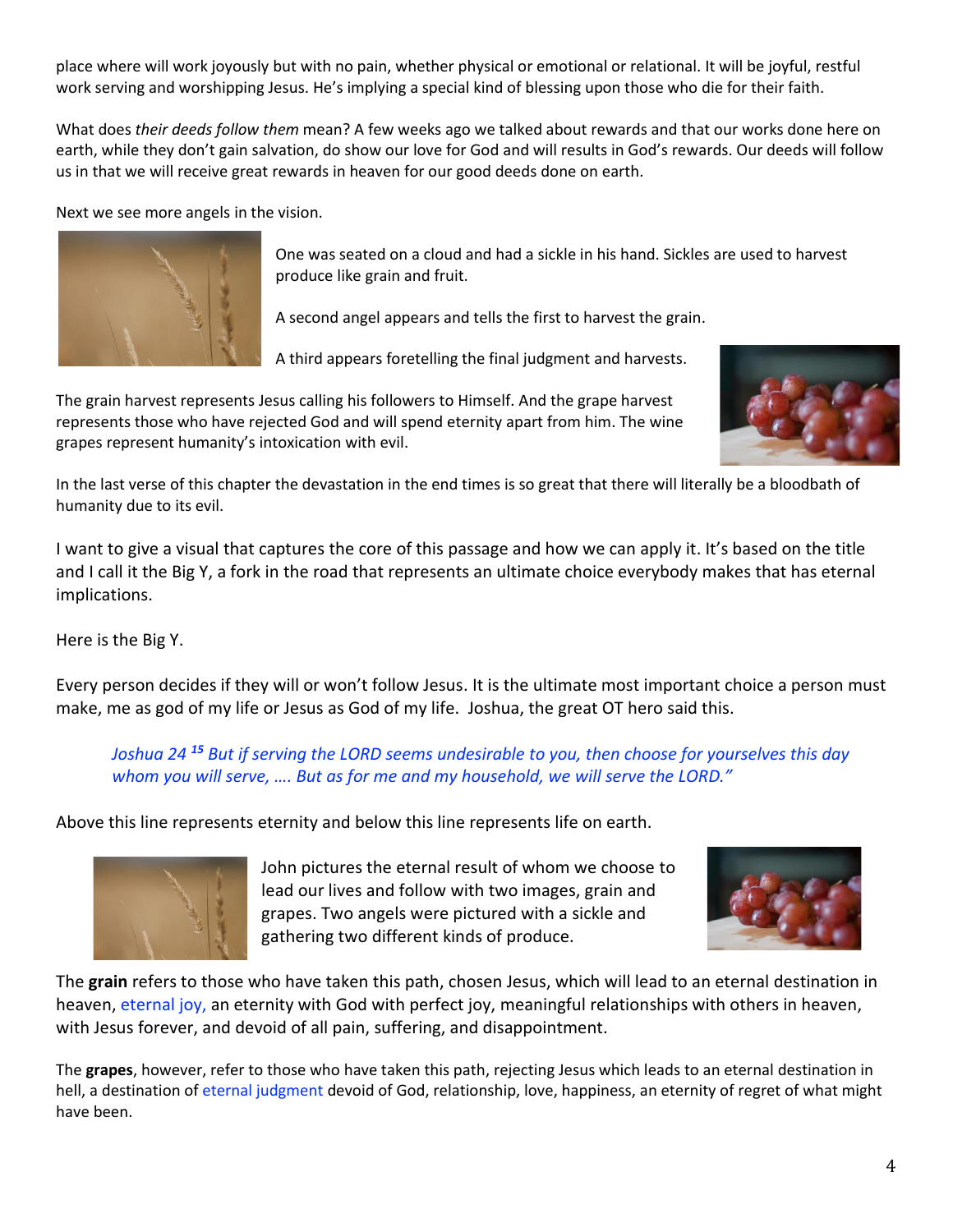place where will work joyously but with no pain, whether physical or emotional or relational. It will be joyful, restful work serving and worshipping Jesus. He's implying a special kind of blessing upon those who die for their faith.

What does *their deeds follow them* mean? A few weeks ago we talked about rewards and that our works done here on earth, while they don't gain salvation, do show our love for God and will results in God's rewards. Our deeds will follow us in that we will receive great rewards in heaven for our good deeds done on earth.

Next we see more angels in the vision.

One was seated on a cloud and had a sickle in his hand. Sickles are used to harvest produce like grain and fruit.

A second angel appears and tells the first to harvest the grain.

A third appears foretelling the final judgment and harvests.

The grain harvest represents Jesus calling his followers to Himself. And the grape harvest represents those who have rejected God and will spend eternity apart from him. The wine grapes represent humanity's intoxication with evil.

In the last verse of this chapter the devastation in the end times is so great that there will literally be a bloodbath of humanity due to its evil.

I want to give a visual that captures the core of this passage and how we can apply it. It's based on the title and I call it the Big Y, a fork in the road that represents an ultimate choice everybody makes that has eternal implications.

Here is the Big Y.

Every person decides if they will or won't follow Jesus. It is the ultimate most important choice a person must make, me as god of my life or Jesus as God of my life. Joshua, the great OT hero said this.

> *Joshua 24 [15] But if serving the LORD seems undesirable to you, then choose for yourselves this day whom you will serve, …. But as for me and my household, we will serve the LORD."*

Above this line represents eternity and below this line represents life on earth.

John pictures the eternal result of whom we choose to lead our lives and follow with two images, grain and grapes. Two angels were pictured with a sickle and gathering two different kinds of produce.

The **grain** refers to those who have taken this path, chosen Jesus, which will lead to an eternal destination in heaven, eternal joy, an eternity with God with perfect joy, meaningful relationships with others in heaven, with Jesus forever, and devoid of all pain, suffering, and disappointment.

The **grapes**, however, refer to those who have taken this path, rejecting Jesus which leads to an eternal destination in hell, a destination of eternal judgment devoid of God, relationship, love, happiness, an eternity of regret of what might have been.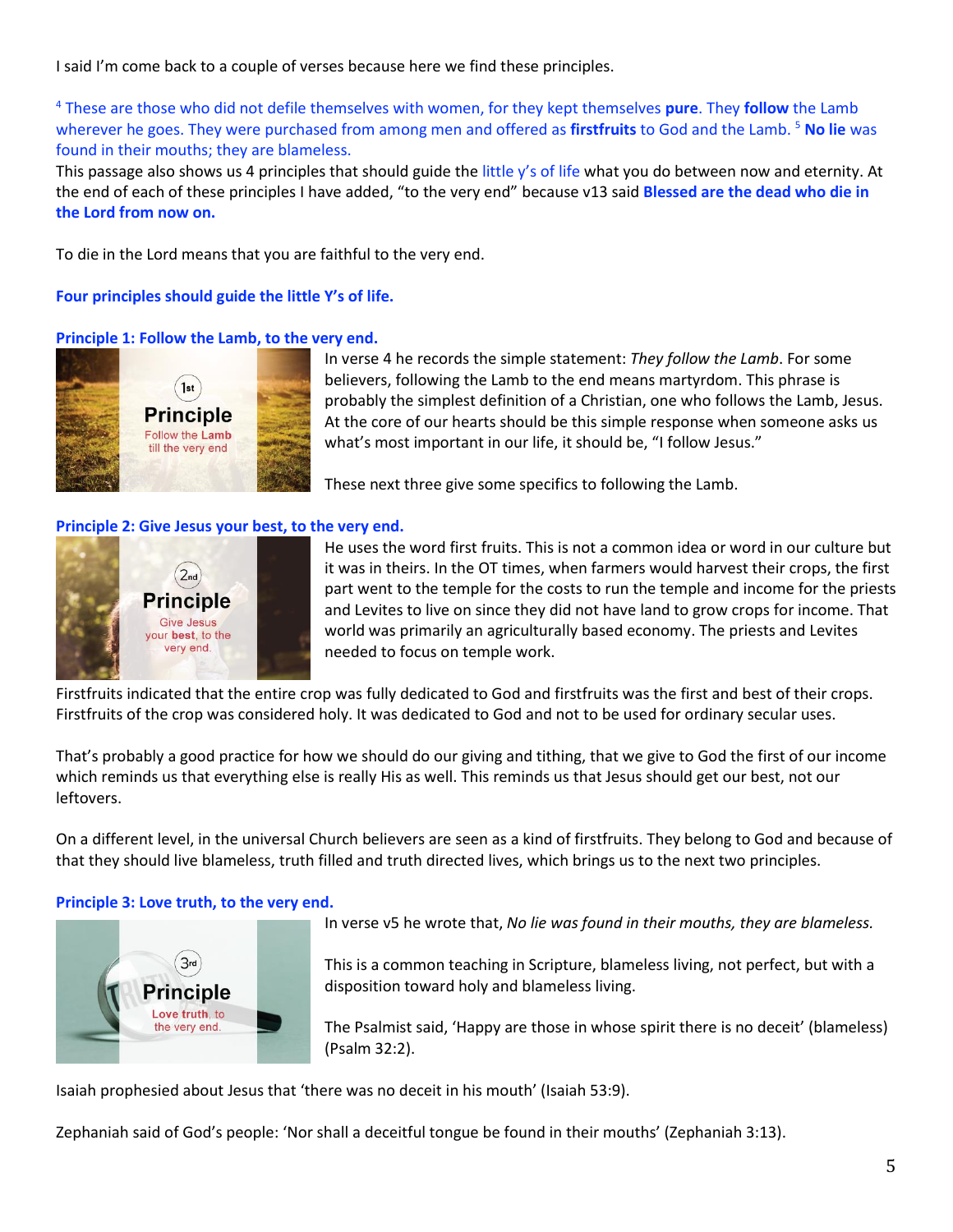I said I'm come back to a couple of verses because here we find these principles.

[4] These are those who did not defile themselves with women, for they kept themselves **pure**. They **follow** the Lamb wherever he goes. They were purchased from among men and offered as **firstfruits** to God and the Lamb. [5] **No lie** was found in their mouths; they are blameless.

This passage also shows us 4 principles that should guide the little y's of life what you do between now and eternity. At the end of each of these principles I have added, "to the very end" because v13 said **Blessed are the dead who die in the Lord from now on.**

To die in the Lord means that you are faithful to the very end.

**Four principles should guide the little Y's of life.**

**Principle 1: Follow the Lamb, to the very end.**

In verse 4 he records the simple statement: *They follow the Lamb*. For some believers, following the Lamb to the end means martyrdom. This phrase is probably the simplest definition of a Christian, one who follows the Lamb, Jesus. At the core of our hearts should be this simple response when someone asks us what's most important in our life, it should be, "I follow Jesus."

These next three give some specifics to following the Lamb.

**Principle 2: Give Jesus your best, to the very end.**

He uses the word first fruits. This is not a common idea or word in our culture but it was in theirs. In the OT times, when farmers would harvest their crops, the first part went to the temple for the costs to run the temple and income for the priests and Levites to live on since they did not have land to grow crops for income. That world was primarily an agriculturally based economy. The priests and Levites needed to focus on temple work.

Firstfruits indicated that the entire crop was fully dedicated to God and firstfruits was the first and best of their crops. Firstfruits of the crop was considered holy. It was dedicated to God and not to be used for ordinary secular uses.

That's probably a good practice for how we should do our giving and tithing, that we give to God the first of our income which reminds us that everything else is really His as well. This reminds us that Jesus should get our best, not our leftovers.

On a different level, in the universal Church believers are seen as a kind of firstfruits. They belong to God and because of that they should live blameless, truth filled and truth directed lives, which brings us to the next two principles.

**Principle 3: Love truth, to the very end.**

In verse v5 he wrote that, *No lie was found in their mouths, they are blameless.*

This is a common teaching in Scripture, blameless living, not perfect, but with a disposition toward holy and blameless living.

The Psalmist said, 'Happy are those in whose spirit there is no deceit' (blameless) (Psalm 32:2).

Isaiah prophesied about Jesus that 'there was no deceit in his mouth' (Isaiah 53:9).

Zephaniah said of God's people: 'Nor shall a deceitful tongue be found in their mouths' (Zephaniah 3:13).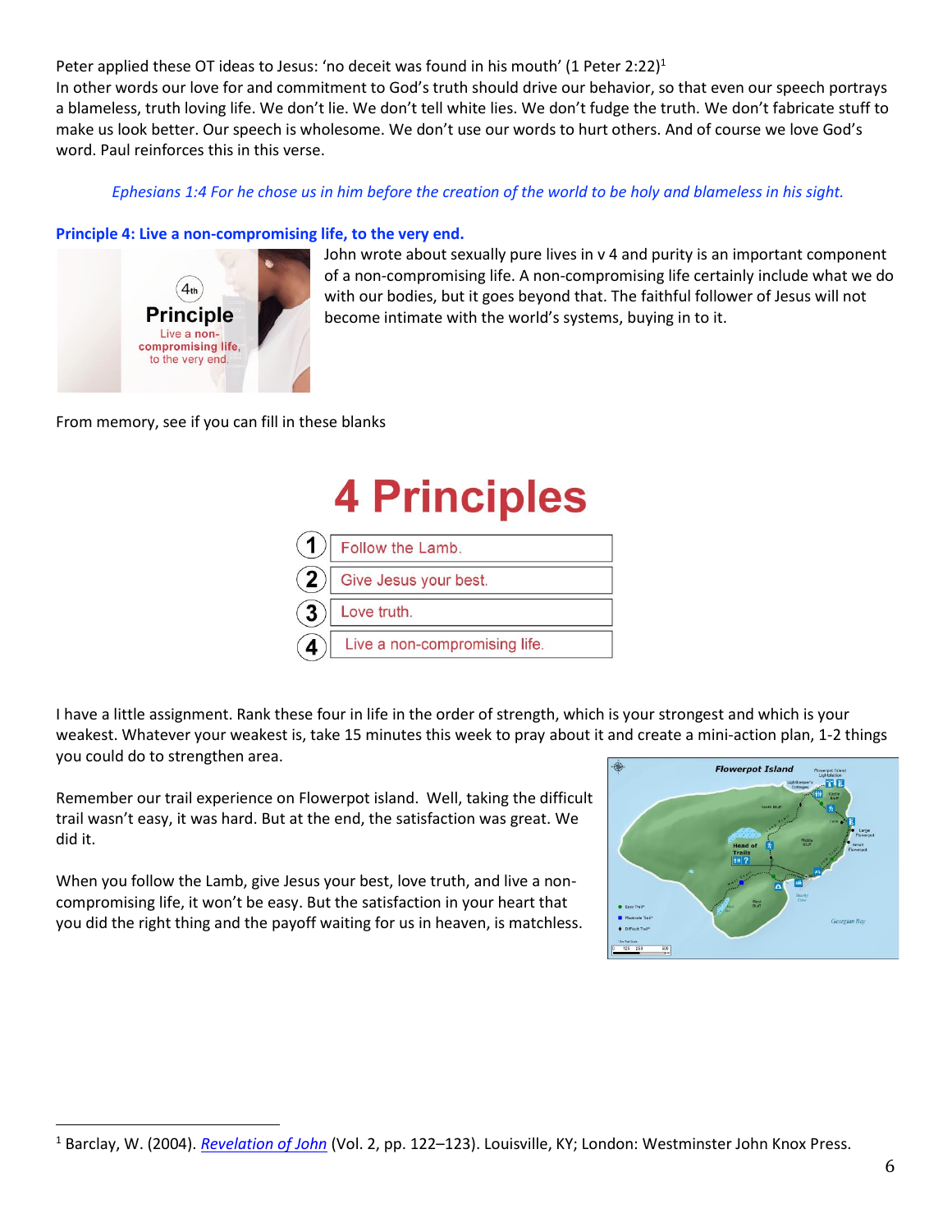Peter applied these OT ideas to Jesus: 'no deceit was found in his mouth' (1 Peter 2:22)[1]

In other words our love for and commitment to God's truth should drive our behavior, so that even our speech portrays a blameless, truth loving life. We don't lie. We don't tell white lies. We don't fudge the truth. We don't fabricate stuff to make us look better. Our speech is wholesome. We don't use our words to hurt others. And of course we love God's word. Paul reinforces this in this verse.

*Ephesians 1:4 For he chose us in him before the creation of the world to be holy and blameless in his sight.*

**Principle 4: Live a non-compromising life, to the very end.**

4th Principle
Live a non-compromising life, to the very end.

John wrote about sexually pure lives in v 4 and purity is an important component of a non-compromising life. A non-compromising life certainly include what we do with our bodies, but it goes beyond that. The faithful follower of Jesus will not become intimate with the world's systems, buying in to it.

From memory, see if you can fill in these blanks

## 4 Principles

1. Follow the Lamb.
2. Give Jesus your best.
3. Love truth.
4. Live a non-compromising life.

I have a little assignment. Rank these four in life in the order of strength, which is your strongest and which is your weakest. Whatever your weakest is, take 15 minutes this week to pray about it and create a mini-action plan, 1-2 things you could do to strengthen area.

Remember our trail experience on Flowerpot island. Well, taking the difficult trail wasn't easy, it was hard. But at the end, the satisfaction was great. We did it.

When you follow the Lamb, give Jesus your best, love truth, and live a non-compromising life, it won't be easy. But the satisfaction in your heart that you did the right thing and the payoff waiting for us in heaven, is matchless.

Flowerpot Island

Georgian Bay

---

[1] Barclay, W. (2004). *Revelation of John* (Vol. 2, pp. 122–123). Louisville, KY; London: Westminster John Knox Press.